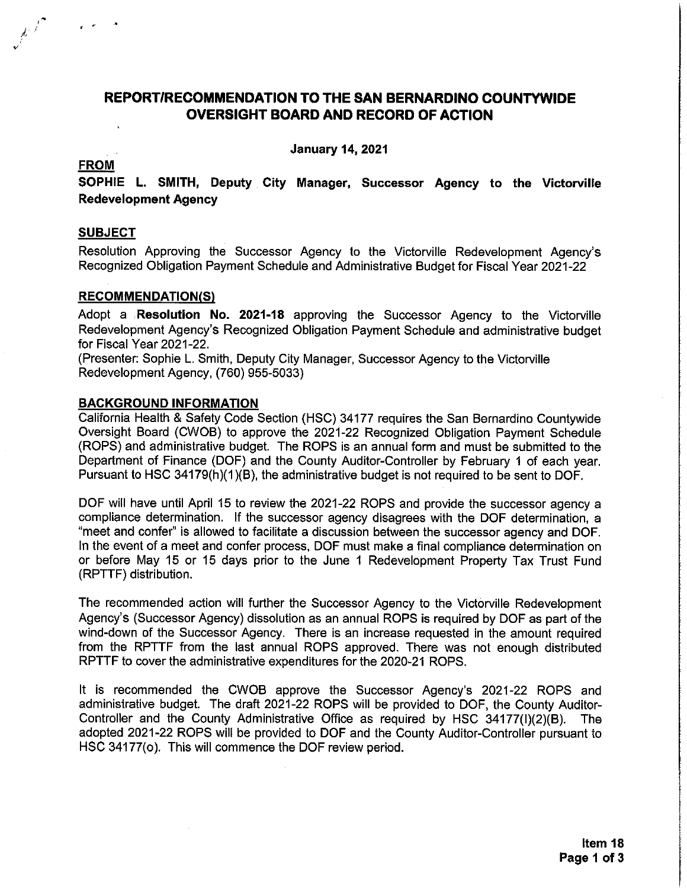# REPORT/RECOMMENDATION TO THE SAN BERNARDINO COUNTYWIDE OVERSIGHT BOARD AND RECORD OF ACTION

**January 14, 2021**

## FROM

**SOPHIE L. SMITH, Deputy City Manager, Successor Agency to the Victorville Redevelopment Agency**

## SUBJECT

Resolution Approving the Successor Agency to the Victorville Redevelopment Agency's Recognized Obligation Payment Schedule and Administrative Budget for Fiscal Year 2021-22

## RECOMMENDATION(S)

Adopt a **Resolution No. 2021-18** approving the Successor Agency to the Victorville Redevelopment Agency's Recognized Obligation Payment Schedule and administrative budget for Fiscal Year 2021-22.

(Presenter: Sophie L. Smith, Deputy City Manager, Successor Agency to the Victorville Redevelopment Agency, (760) 955-5033)

## BACKGROUND INFORMATION

California Health & Safety Code Section (HSC) 34177 requires the San Bernardino Countywide Oversight Board (CWOB) to approve the 2021-22 Recognized Obligation Payment Schedule (ROPS) and administrative budget. The ROPS is an annual form and must be submitted to the Department of Finance (DOF) and the County Auditor-Controller by February 1 of each year. Pursuant to HSC 34179(h)(1)(B), the administrative budget is not required to be sent to DOF.

DOF will have until April 15 to review the 2021-22 ROPS and provide the successor agency a compliance determination. If the successor agency disagrees with the DOF determination, a "meet and confer" is allowed to facilitate a discussion between the successor agency and DOF. In the event of a meet and confer process, DOF must make a final compliance determination on or before May 15 or 15 days prior to the June 1 Redevelopment Property Tax Trust Fund (RPTTF) distribution.

The recommended action will further the Successor Agency to the Victorville Redevelopment Agency's (Successor Agency) dissolution as an annual ROPS is required by DOF as part of the wind-down of the Successor Agency. There is an increase requested in the amount required from the RPTTF from the last annual ROPS approved. There was not enough distributed RPTTF to cover the administrative expenditures for the 2020-21 ROPS.

It is recommended the CWOB approve the Successor Agency's 2021-22 ROPS and administrative budget. The draft 2021-22 ROPS will be provided to DOF, the County Auditor-Controller and the County Administrative Office as required by HSC 34177(l)(2)(B). The adopted 2021-22 ROPS will be provided to DOF and the County Auditor-Controller pursuant to HSC 34177(o). This will commence the DOF review period.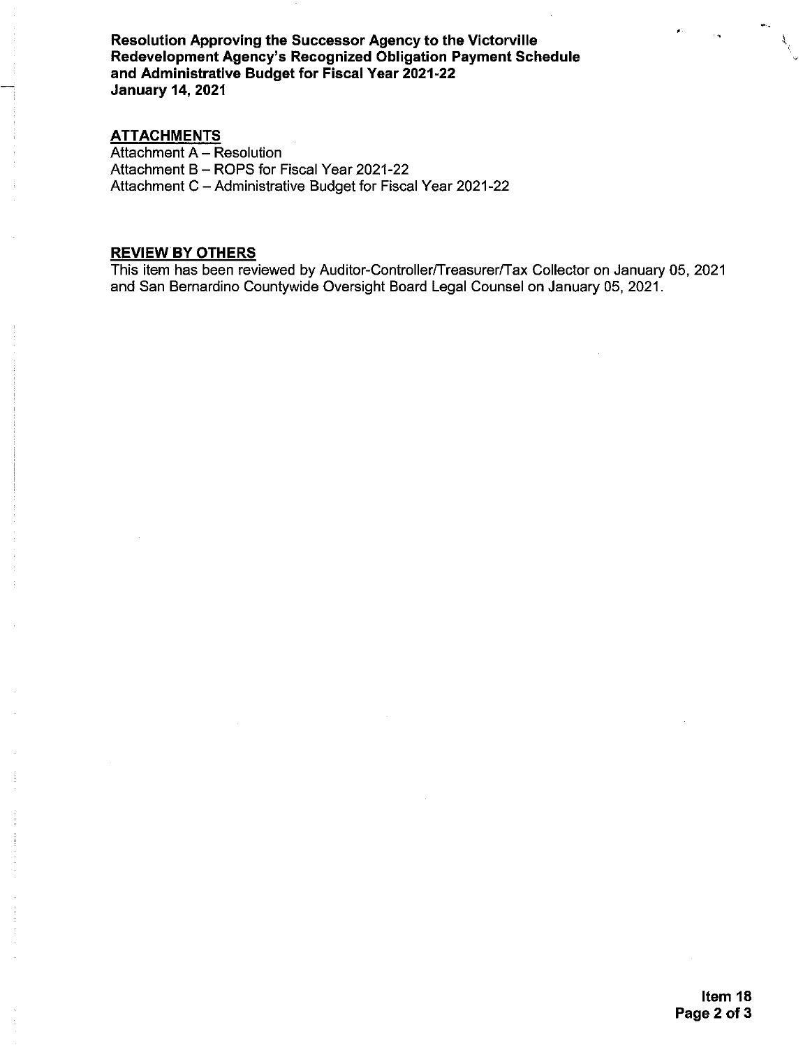**ATTACHMENTS**

Attachment A – Resolution
Attachment B – ROPS for Fiscal Year 2021-22
Attachment C – Administrative Budget for Fiscal Year 2021-22

**REVIEW BY OTHERS**

This item has been reviewed by Auditor-Controller/Treasurer/Tax Collector on January 05, 2021 and San Bernardino Countywide Oversight Board Legal Counsel on January 05, 2021.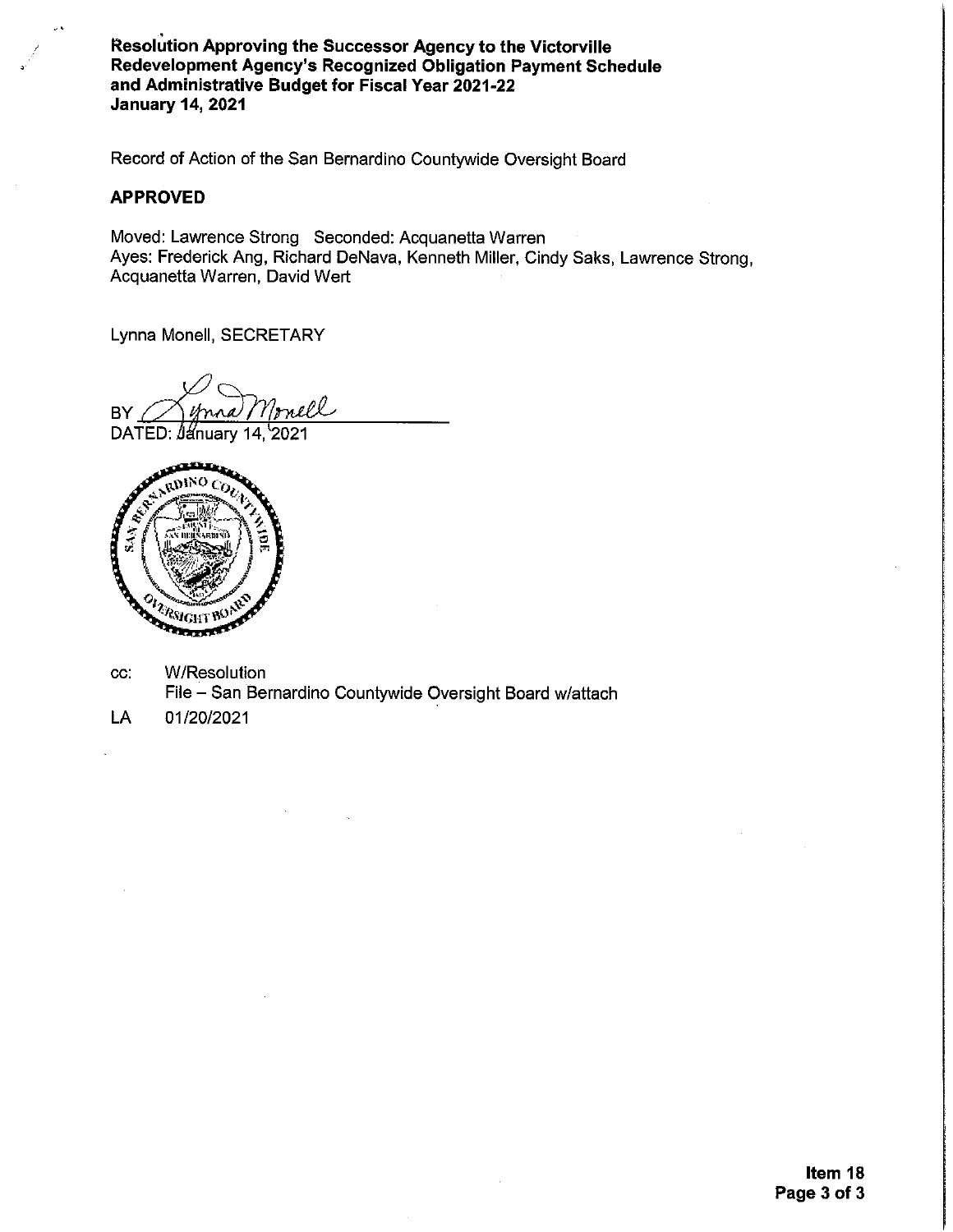**Resolution Approving the Successor Agency to the Victorville Redevelopment Agency's Recognized Obligation Payment Schedule and Administrative Budget for Fiscal Year 2021-22**
**January 14, 2021**

Record of Action of the San Bernardino Countywide Oversight Board

**APPROVED**

Moved: Lawrence Strong Seconded: Acquanetta Warren
Ayes: Frederick Ang, Richard DeNava, Kenneth Miller, Cindy Saks, Lawrence Strong, Acquanetta Warren, David Wert

Lynna Monell, SECRETARY

BY Lynna Monell
DATED: January 14, 2021

cc: W/Resolution
File – San Bernardino Countywide Oversight Board w/attach

LA 01/20/2021

**Item 18**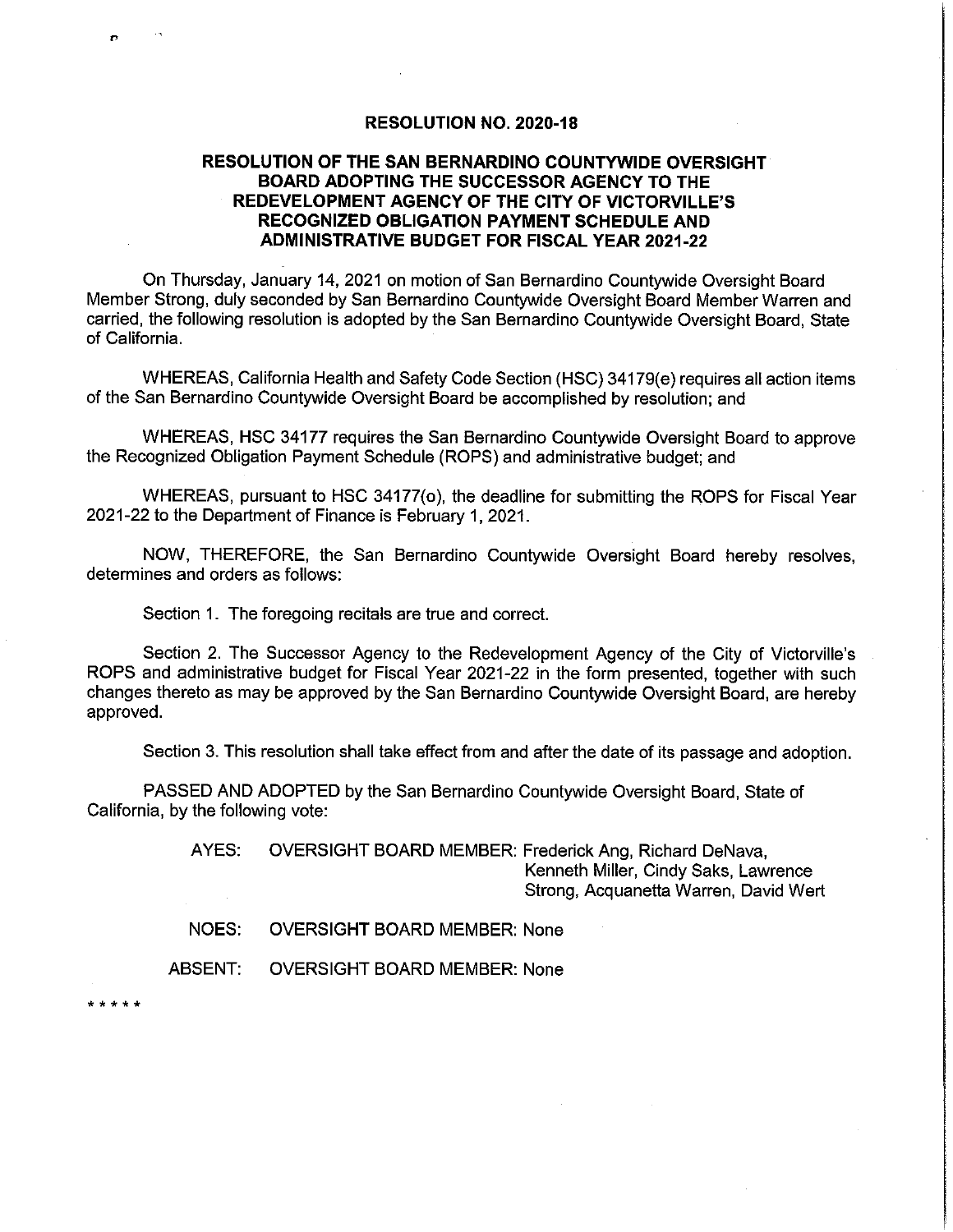# RESOLUTION NO. 2020-18

## RESOLUTION OF THE SAN BERNARDINO COUNTYWIDE OVERSIGHT BOARD ADOPTING THE SUCCESSOR AGENCY TO THE REDEVELOPMENT AGENCY OF THE CITY OF VICTORVILLE'S RECOGNIZED OBLIGATION PAYMENT SCHEDULE AND ADMINISTRATIVE BUDGET FOR FISCAL YEAR 2021-22

On Thursday, January 14, 2021 on motion of San Bernardino Countywide Oversight Board Member Strong, duly seconded by San Bernardino Countywide Oversight Board Member Warren and carried, the following resolution is adopted by the San Bernardino Countywide Oversight Board, State of California.

WHEREAS, California Health and Safety Code Section (HSC) 34179(e) requires all action items of the San Bernardino Countywide Oversight Board be accomplished by resolution; and

WHEREAS, HSC 34177 requires the San Bernardino Countywide Oversight Board to approve the Recognized Obligation Payment Schedule (ROPS) and administrative budget; and

WHEREAS, pursuant to HSC 34177(o), the deadline for submitting the ROPS for Fiscal Year 2021-22 to the Department of Finance is February 1, 2021.

NOW, THEREFORE, the San Bernardino Countywide Oversight Board hereby resolves, determines and orders as follows:

Section 1. The foregoing recitals are true and correct.

Section 2. The Successor Agency to the Redevelopment Agency of the City of Victorville's ROPS and administrative budget for Fiscal Year 2021-22 in the form presented, together with such changes thereto as may be approved by the San Bernardino Countywide Oversight Board, are hereby approved.

Section 3. This resolution shall take effect from and after the date of its passage and adoption.

PASSED AND ADOPTED by the San Bernardino Countywide Oversight Board, State of California, by the following vote:

AYES: OVERSIGHT BOARD MEMBER: Frederick Ang, Richard DeNava, Kenneth Miller, Cindy Saks, Lawrence Strong, Acquanetta Warren, David Wert

NOES: OVERSIGHT BOARD MEMBER: None

ABSENT: OVERSIGHT BOARD MEMBER: None

* * * * *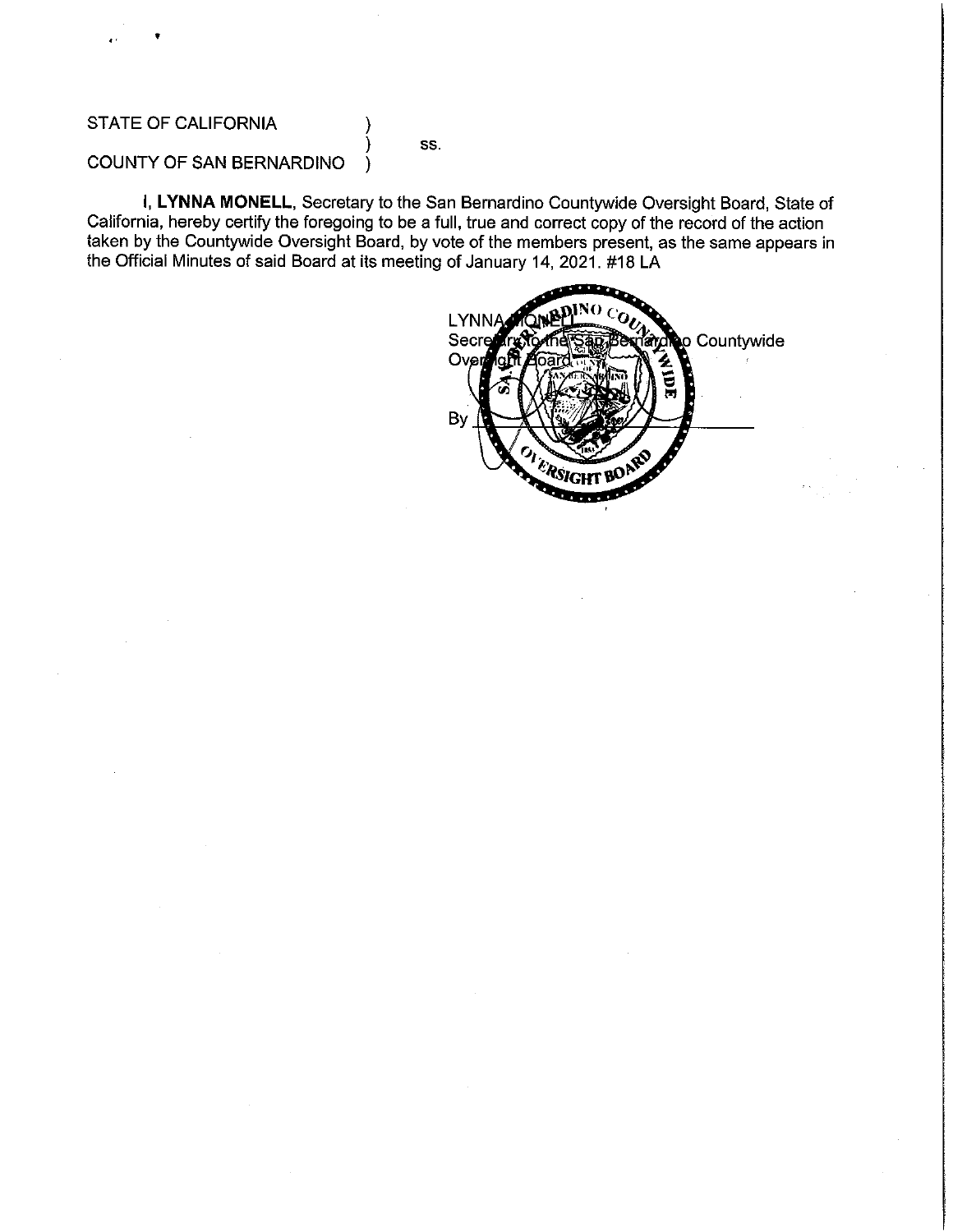STATE OF CALIFORNIA )
) ss.
COUNTY OF SAN BERNARDINO )

**I, LYNNA MONELL**, Secretary to the San Bernardino Countywide Oversight Board, State of California, hereby certify the foregoing to be a full, true and correct copy of the record of the action taken by the Countywide Oversight Board, by vote of the members present, as the same appears in the Official Minutes of said Board at its meeting of January 14, 2021. #18 LA

LYNNA MONELL
Secretary to the San Bernardino Countywide Oversight Board

By ______________________________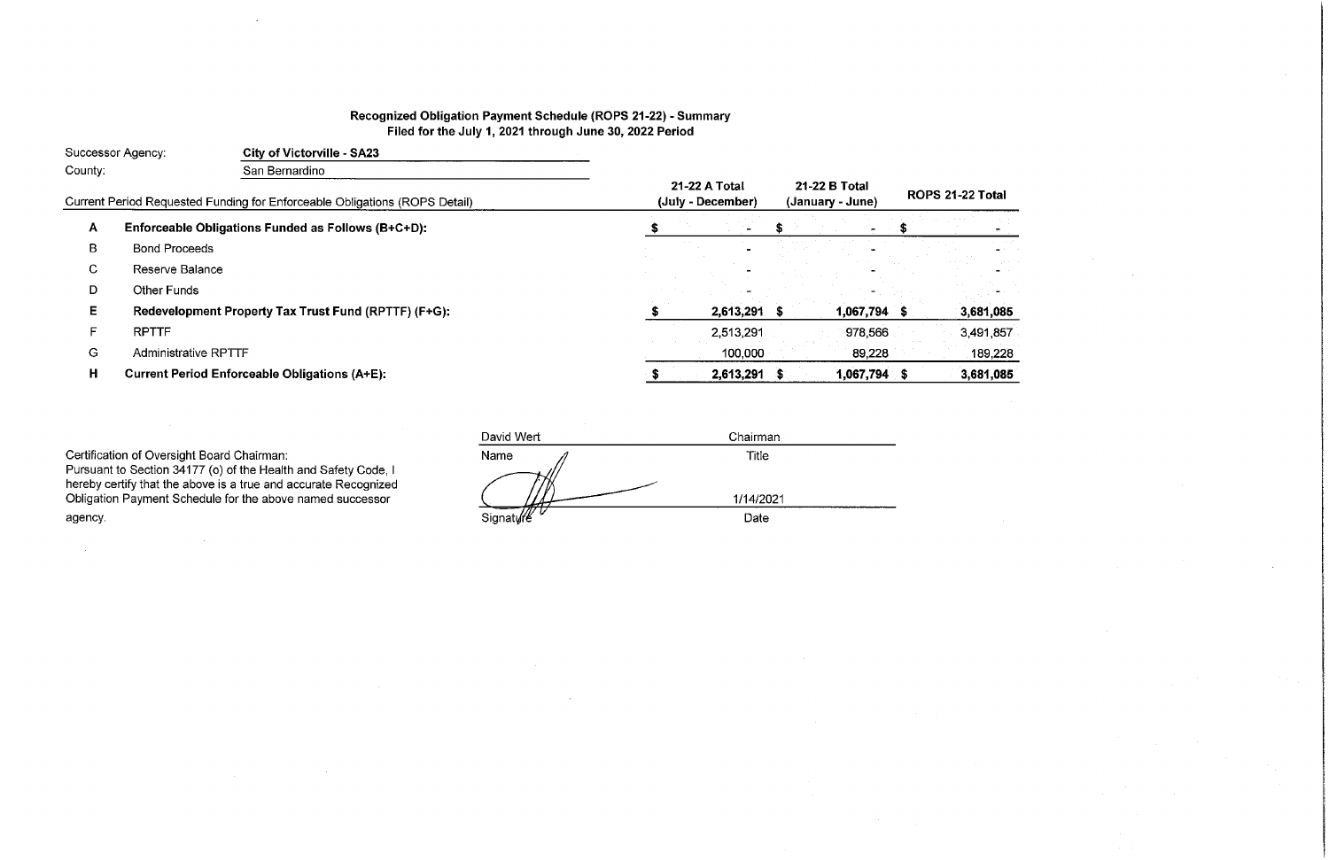# Recognized Obligation Payment Schedule (ROPS 21-22) - Summary

## Filed for the July 1, 2021 through June 30, 2022 Period

Successor Agency: **City of Victorville - SA23**

County: San Bernardino

| | Current Period Requested Funding for Enforceable Obligations (ROPS Detail) | 21-22 A Total (July - December) | 21-22 B Total (January - June) | ROPS 21-22 Total |
|---|---|---|---|---|
| **A** | **Enforceable Obligations Funded as Follows (B+C+D):** | **$ -** | **$ -** | **$ -** |
| B | Bond Proceeds | - | - | - |
| C | Reserve Balance | - | - | - |
| D | Other Funds | - | - | - |
| **E** | **Redevelopment Property Tax Trust Fund (RPTTF) (F+G):** | **$ 2,613,291** | **$ 1,067,794** | **$ 3,681,085** |
| F | RPTTF | 2,513,291 | 978,566 | 3,491,857 |
| G | Administrative RPTTF | 100,000 | 89,228 | 189,228 |
| **H** | **Current Period Enforceable Obligations (A+E):** | **$ 2,613,291** | **$ 1,067,794** | **$ 3,681,085** |

Certification of Oversight Board Chairman:
Pursuant to Section 34177 (o) of the Health and Safety Code, I hereby certify that the above is a true and accurate Recognized Obligation Payment Schedule for the above named successor agency.

| David Wert | Chairman |
|---|---|
| Name | Title |
| [Signature] | 1/14/2021 |
| Signature | Date |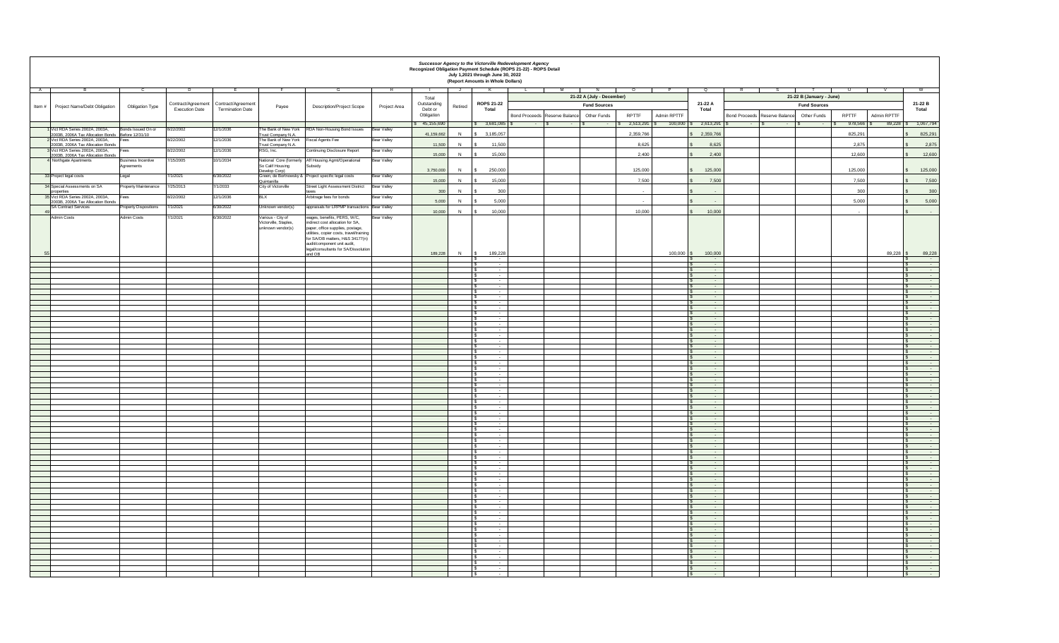**Successor Agency to the Victorville Redevelopment Agency**
**Recognized Obligation Payment Schedule (ROPS 21-22) - ROPS Detail**
**July 1,2021 through June 30, 2022**
**(Report Amounts in Whole Dollars)**

| A | B | C | D | E | F | G | H | I | J | K | L | M | N | O | P | Q | R | S | T | U | V | W |
|---|---|---|---|---|---|---|---|---|---|---|---|---|---|---|---|---|---|---|---|---|---|---|
| | | | | | | | | | | | 21-22 A (July - December) | | | | | | 21-22 B (January - June) | | | | | |
| | | | | | | | | | | | Fund Sources | | | | | | Fund Sources | | | | | |
| Item # | Project Name/Debt Obligation | Obligation Type | Contract/Agreement Execution Date | Contract/Agreement Termination Date | Payee | Description/Project Scope | Project Area | Total Outstanding Debt or Obligation | Retired | ROPS 21-22 Total | Bond Proceeds | Reserve Balance | Other Funds | RPTTF | Admin RPTTF | 21-22 A Total | Bond Proceeds | Reserve Balance | Other Funds | RPTTF | Admin RPTTF | 21-22 B Total |
| | | | | | | | | $ 45,155,690 | | $ 3,681,085 | $ - | $ - | $ - | $ 2,513,291 | $ 100,000 | $ 2,613,291 | $ - | $ - | $ - | $ 978,566 | $ 89,228 | $ 1,067,794 |
| 1 | Vict RDA Series 2002A, 2003A, 2003B, 2006A Tax Allocation Bonds | Bonds Issued On or Before 12/31/10 | 8/22/2002 | 12/1/2036 | The Bank of New York Trust Company N.A. | RDA Non-Housing Bond Issues | Bear Valley | 41,159,662 | N | $ 3,185,057 | | | | 2,359,766 | | $ 2,359,766 | | | | 825,291 | | $ 825,291 |
| 2 | Vict RDA Series 2002A, 2003A, 2003B, 2006A Tax Allocation Bonds | Fees | 8/22/2002 | 12/1/2036 | The Bank of New York Trust Company N.A. | Fiscal Agents Fee | Bear Valley | 11,500 | N | $ 11,500 | | | | 8,625 | | $ 8,625 | | | | 2,875 | | $ 2,875 |
| 3 | Vict RDA Series 2002A, 2003A, 2003B, 2006A Tax Allocation Bonds | Fees | 8/22/2002 | 12/1/2036 | RSG, Inc. | Continuing Disclosure Report | Bear Valley | 15,000 | N | $ 15,000 | | | | 2,400 | | $ 2,400 | | | | 12,600 | | $ 12,600 |
| 4 | Northgate Apartments | Business Incentive Agreements | 7/15/2005 | 10/1/2034 | National Core (formerly So Calif Housing Develop Corp) | Aff Housing Agmt/Operational Subsidy | Bear Valley | 3,750,000 | N | $ 250,000 | | | | 125,000 | | $ 125,000 | | | | 125,000 | | $ 125,000 |
| 33 | Project legal costs | Legal | 7/1/2021 | 6/30/2022 | Green, de Bortnowsky & Quintanilla | Project specific legal costs | Bear Valley | 15,000 | N | $ 15,000 | | | | 7,500 | | $ 7,500 | | | | 7,500 | | $ 7,500 |
| 34 | Special Assessments on SA properties | Property Maintenance | 7/25/2013 | 7/1/2033 | City of Victorville | Street Light Assessment District taxes | Bear Valley | 300 | N | $ 300 | | | | - | | $ - | | | | 300 | | $ 300 |
| 35 | Vict RDA Series 2002A, 2003A, 2003B, 2006A Tax Allocation Bonds | Fees | 8/22/2002 | 12/1/2036 | BLX | Arbitrage fees for bonds | Bear Valley | 5,000 | N | $ 5,000 | | | | - | | $ - | | | | 5,000 | | $ 5,000 |
| 49 | SA Contract Services | Property Dispositions | 7/1/2021 | 6/30/2022 | Unknown vendor(s) | appraisals for LRPMP transactions | Bear Valley | 10,000 | N | $ 10,000 | | | | 10,000 | | $ 10,000 | | | | - | | $ - |
| 55 | Admin Costs | Admin Costs | 7/1/2021 | 6/30/2022 | Various - City of Victorville, Staples, unknown vendor(s) | wages, benefits, PERS, W/C, indirect cost allocation for SA, paper, office supplies, postage, utilities, copier costs, travel/training for SA/OB matters, H&S 34177(n) audit/component unit audit, legal/consultants for SA/Dissolution and OB | Bear Valley | 189,228 | N | $ 189,228 | | | | | 100,000 | $ 100,000 | | | | | 89,228 | $ 89,228 |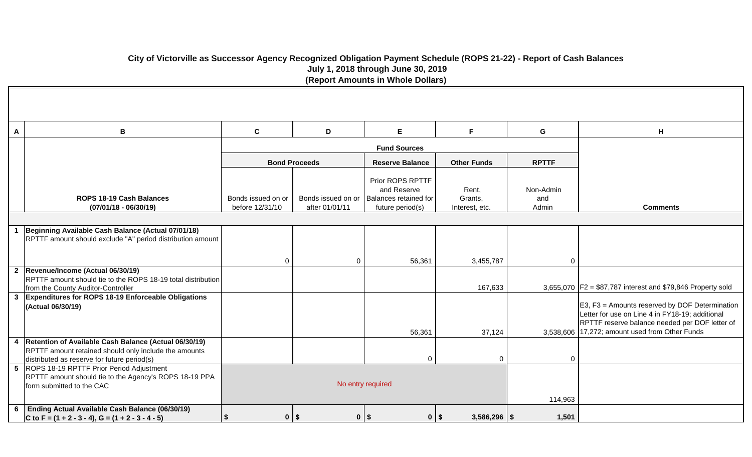# City of Victorville as Successor Agency Recognized Obligation Payment Schedule (ROPS 21-22) - Report of Cash Balances

**July 1, 2018 through June 30, 2019**

**(Report Amounts in Whole Dollars)**

| A | B | C | D | E | F | G | H |
|---|---|---|---|---|---|---|---|
| | | **Fund Sources** | | | | | |
| | | **Bond Proceeds** | | **Reserve Balance** | **Other Funds** | **RPTTF** | |
| | **ROPS 18-19 Cash Balances (07/01/18 - 06/30/19)** | Bonds issued on or before 12/31/10 | Bonds issued on or after 01/01/11 | Prior ROPS RPTTF and Reserve Balances retained for future period(s) | Rent, Grants, Interest, etc. | Non-Admin and Admin | **Comments** |
| 1 | **Beginning Available Cash Balance (Actual 07/01/18)** RPTTF amount should exclude "A" period distribution amount | 0 | 0 | 56,361 | 3,455,787 | 0 | |
| 2 | **Revenue/Income (Actual 06/30/19)** RPTTF amount should tie to the ROPS 18-19 total distribution from the County Auditor-Controller | | | | 167,633 | 3,655,070 | F2 = $87,787 interest and $79,846 Property sold |
| 3 | **Expenditures for ROPS 18-19 Enforceable Obligations (Actual 06/30/19)** | | | 56,361 | 37,124 | 3,538,606 | E3, F3 = Amounts reserved by DOF Determination Letter for use on Line 4 in FY18-19; additional RPTTF reserve balance needed per DOF letter of 17,272; amount used from Other Funds |
| 4 | **Retention of Available Cash Balance (Actual 06/30/19)** RPTTF amount retained should only include the amounts distributed as reserve for future period(s) | | | 0 | 0 | 0 | |
| 5 | ROPS 18-19 RPTTF Prior Period Adjustment RPTTF amount should tie to the Agency's ROPS 18-19 PPA form submitted to the CAC | No entry required | | | | 114,963 | |
| 6 | **Ending Actual Available Cash Balance (06/30/19) C to F = (1 + 2 - 3 - 4), G = (1 + 2 - 3 - 4 - 5)** | $ 0 | $ 0 | $ 0 | $ 3,586,296 | $ 1,501 | |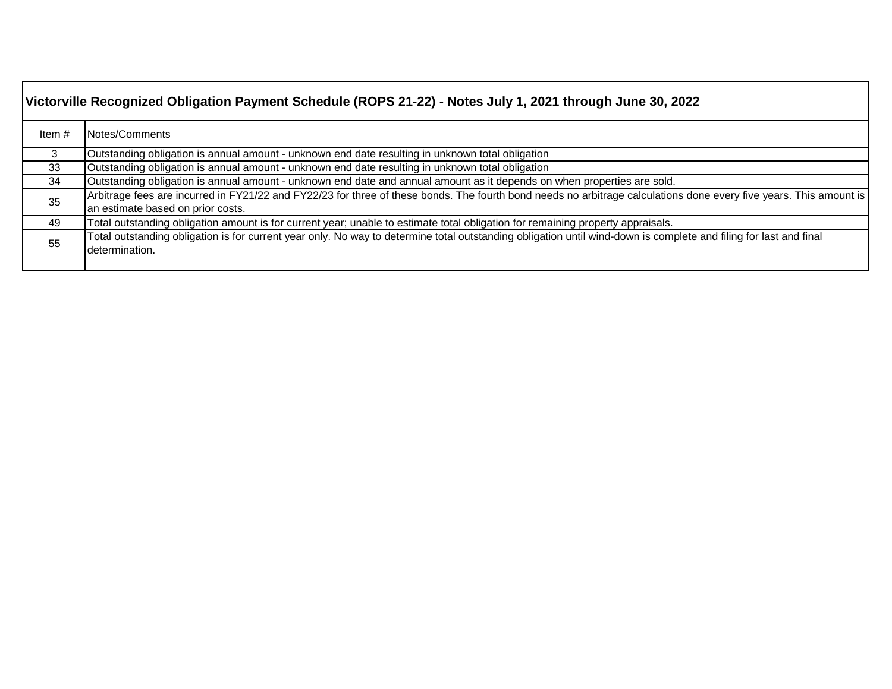## Victorville Recognized Obligation Payment Schedule (ROPS 21-22) - Notes July 1, 2021 through June 30, 2022

| Item # | Notes/Comments |
| --- | --- |
| 3 | Outstanding obligation is annual amount - unknown end date resulting in unknown total obligation |
| 33 | Outstanding obligation is annual amount - unknown end date resulting in unknown total obligation |
| 34 | Outstanding obligation is annual amount - unknown end date and annual amount as it depends on when properties are sold. |
| 35 | Arbitrage fees are incurred in FY21/22 and FY22/23 for three of these bonds. The fourth bond needs no arbitrage calculations done every five years. This amount is an estimate based on prior costs. |
| 49 | Total outstanding obligation amount is for current year; unable to estimate total obligation for remaining property appraisals. |
| 55 | Total outstanding obligation is for current year only. No way to determine total outstanding obligation until wind-down is complete and filing for last and final determination. |
| | |